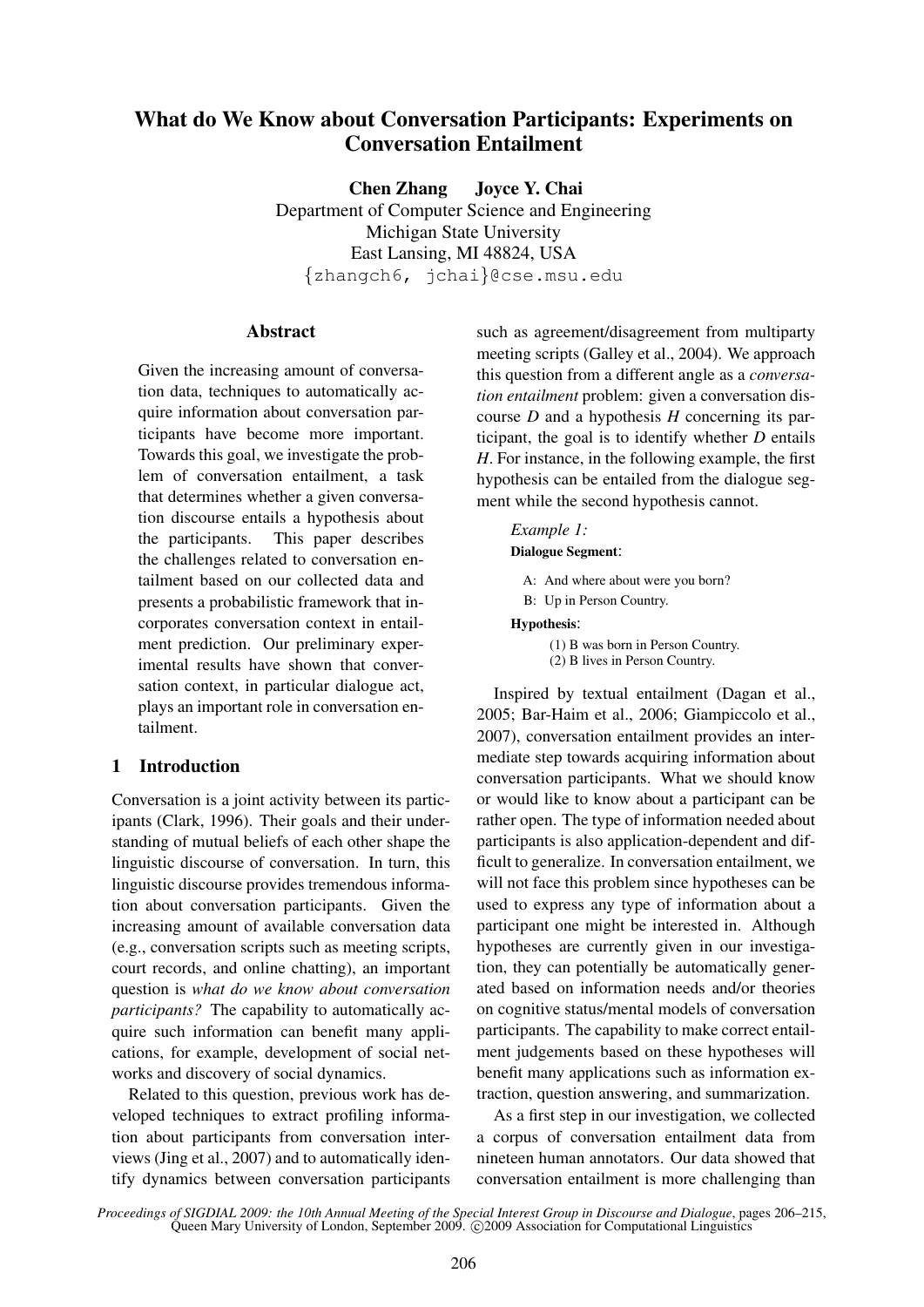# What do We Know about Conversation Participants: Experiments on Conversation Entailment

**Chen Zhang Joyce Y. Chai**

Department of Computer Science and Engineering
Michigan State University
East Lansing, MI 48824, USA
{zhangch6, jchai}@cse.msu.edu

## Abstract

Given the increasing amount of conversation data, techniques to automatically acquire information about conversation participants have become more important. Towards this goal, we investigate the problem of conversation entailment, a task that determines whether a given conversation discourse entails a hypothesis about the participants. This paper describes the challenges related to conversation entailment based on our collected data and presents a probabilistic framework that incorporates conversation context in entailment prediction. Our preliminary experimental results have shown that conversation context, in particular dialogue act, plays an important role in conversation entailment.

## 1 Introduction

Conversation is a joint activity between its participants (Clark, 1996). Their goals and their understanding of mutual beliefs of each other shape the linguistic discourse of conversation. In turn, this linguistic discourse provides tremendous information about conversation participants. Given the increasing amount of available conversation data (e.g., conversation scripts such as meeting scripts, court records, and online chatting), an important question is *what do we know about conversation participants?* The capability to automatically acquire such information can benefit many applications, for example, development of social networks and discovery of social dynamics.

Related to this question, previous work has developed techniques to extract profiling information about participants from conversation interviews (Jing et al., 2007) and to automatically identify dynamics between conversation participants such as agreement/disagreement from multiparty meeting scripts (Galley et al., 2004). We approach this question from a different angle as a *conversation entailment* problem: given a conversation discourse *D* and a hypothesis *H* concerning its participant, the goal is to identify whether *D* entails *H*. For instance, in the following example, the first hypothesis can be entailed from the dialogue segment while the second hypothesis cannot.

*Example 1:*

**Dialogue Segment**:

A: And where about were you born?
B: Up in Person Country.

**Hypothesis**:

(1) B was born in Person Country.
(2) B lives in Person Country.

Inspired by textual entailment (Dagan et al., 2005; Bar-Haim et al., 2006; Giampiccolo et al., 2007), conversation entailment provides an intermediate step towards acquiring information about conversation participants. What we should know or would like to know about a participant can be rather open. The type of information needed about participants is also application-dependent and difficult to generalize. In conversation entailment, we will not face this problem since hypotheses can be used to express any type of information about a participant one might be interested in. Although hypotheses are currently given in our investigation, they can potentially be automatically generated based on information needs and/or theories on cognitive status/mental models of conversation participants. The capability to make correct entailment judgements based on these hypotheses will benefit many applications such as information extraction, question answering, and summarization.

As a first step in our investigation, we collected a corpus of conversation entailment data from nineteen human annotators. Our data showed that conversation entailment is more challenging than

*Proceedings of SIGDIAL 2009: the 10th Annual Meeting of the Special Interest Group in Discourse and Dialogue*, pages 206–215, Queen Mary University of London, September 2009. ©2009 Association for Computational Linguistics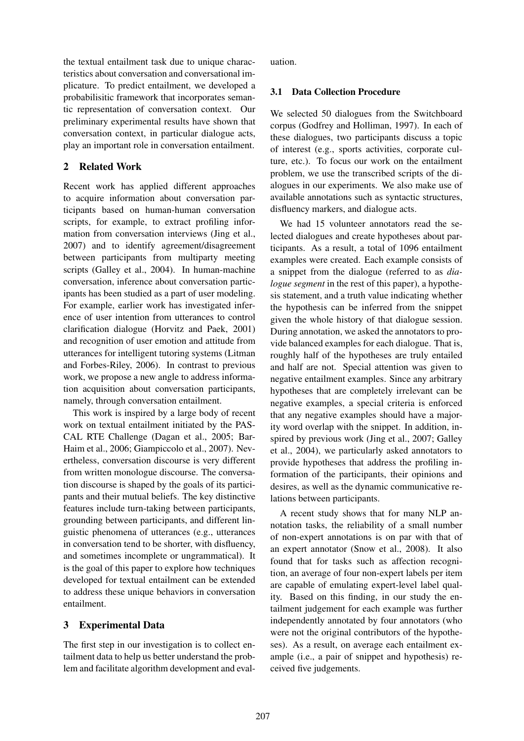the textual entailment task due to unique characteristics about conversation and conversational implicature. To predict entailment, we developed a probabilisitic framework that incorporates semantic representation of conversation context. Our preliminary experimental results have shown that conversation context, in particular dialogue acts, play an important role in conversation entailment.

## 2 Related Work

Recent work has applied different approaches to acquire information about conversation participants based on human-human conversation scripts, for example, to extract profiling information from conversation interviews (Jing et al., 2007) and to identify agreement/disagreement between participants from multiparty meeting scripts (Galley et al., 2004). In human-machine conversation, inference about conversation participants has been studied as a part of user modeling. For example, earlier work has investigated inference of user intention from utterances to control clarification dialogue (Horvitz and Paek, 2001) and recognition of user emotion and attitude from utterances for intelligent tutoring systems (Litman and Forbes-Riley, 2006). In contrast to previous work, we propose a new angle to address information acquisition about conversation participants, namely, through conversation entailment.

This work is inspired by a large body of recent work on textual entailment initiated by the PASCAL RTE Challenge (Dagan et al., 2005; Bar-Haim et al., 2006; Giampiccolo et al., 2007). Nevertheless, conversation discourse is very different from written monologue discourse. The conversation discourse is shaped by the goals of its participants and their mutual beliefs. The key distinctive features include turn-taking between participants, grounding between participants, and different linguistic phenomena of utterances (e.g., utterances in conversation tend to be shorter, with disfluency, and sometimes incomplete or ungrammatical). It is the goal of this paper to explore how techniques developed for textual entailment can be extended to address these unique behaviors in conversation entailment.

## 3 Experimental Data

The first step in our investigation is to collect entailment data to help us better understand the problem and facilitate algorithm development and evaluation.

### 3.1 Data Collection Procedure

We selected 50 dialogues from the Switchboard corpus (Godfrey and Holliman, 1997). In each of these dialogues, two participants discuss a topic of interest (e.g., sports activities, corporate culture, etc.). To focus our work on the entailment problem, we use the transcribed scripts of the dialogues in our experiments. We also make use of available annotations such as syntactic structures, disfluency markers, and dialogue acts.

We had 15 volunteer annotators read the selected dialogues and create hypotheses about participants. As a result, a total of 1096 entailment examples were created. Each example consists of a snippet from the dialogue (referred to as *dialogue segment* in the rest of this paper), a hypothesis statement, and a truth value indicating whether the hypothesis can be inferred from the snippet given the whole history of that dialogue session. During annotation, we asked the annotators to provide balanced examples for each dialogue. That is, roughly half of the hypotheses are truly entailed and half are not. Special attention was given to negative entailment examples. Since any arbitrary hypotheses that are completely irrelevant can be negative examples, a special criteria is enforced that any negative examples should have a majority word overlap with the snippet. In addition, inspired by previous work (Jing et al., 2007; Galley et al., 2004), we particularly asked annotators to provide hypotheses that address the profiling information of the participants, their opinions and desires, as well as the dynamic communicative relations between participants.

A recent study shows that for many NLP annotation tasks, the reliability of a small number of non-expert annotations is on par with that of an expert annotator (Snow et al., 2008). It also found that for tasks such as affection recognition, an average of four non-expert labels per item are capable of emulating expert-level label quality. Based on this finding, in our study the entailment judgement for each example was further independently annotated by four annotators (who were not the original contributors of the hypotheses). As a result, on average each entailment example (i.e., a pair of snippet and hypothesis) received five judgements.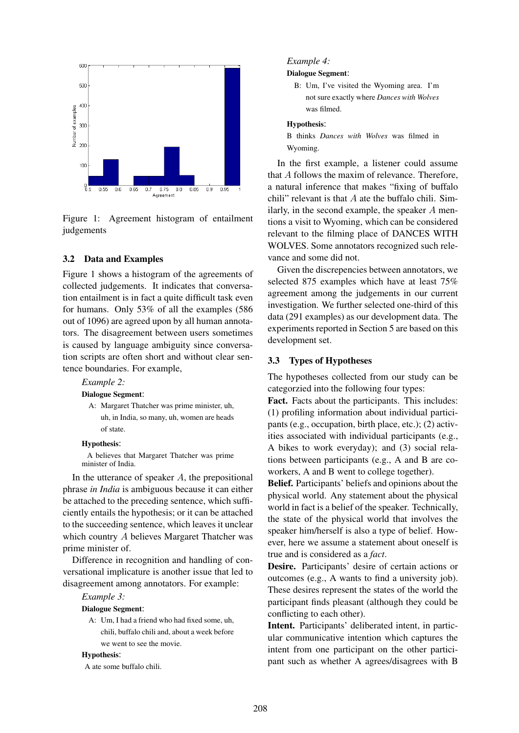Figure 1: Agreement histogram of entailment judgements

### 3.2 Data and Examples

Figure 1 shows a histogram of the agreements of collected judgements. It indicates that conversation entailment is in fact a quite difficult task even for humans. Only 53% of all the examples (586 out of 1096) are agreed upon by all human annotators. The disagreement between users sometimes is caused by language ambiguity since conversation scripts are often short and without clear sentence boundaries. For example,

*Example 2:*

**Dialogue Segment**:

A: Margaret Thatcher was prime minister, uh, uh, in India, so many, uh, women are heads of state.

**Hypothesis**:

A believes that Margaret Thatcher was prime minister of India.

In the utterance of speaker $A$, the prepositional phrase *in India* is ambiguous because it can either be attached to the preceding sentence, which sufficiently entails the hypothesis; or it can be attached to the succeeding sentence, which leaves it unclear which country $A$ believes Margaret Thatcher was prime minister of.

Difference in recognition and handling of conversational implicature is another issue that led to disagreement among annotators. For example:

*Example 3:*

**Dialogue Segment**:

A: Um, I had a friend who had fixed some, uh, chili, buffalo chili and, about a week before we went to see the movie.

**Hypothesis**:

A ate some buffalo chili.

*Example 4:*

**Dialogue Segment**:

B: Um, I've visited the Wyoming area. I'm not sure exactly where *Dances with Wolves* was filmed.

**Hypothesis**:

B thinks *Dances with Wolves* was filmed in Wyoming.

In the first example, a listener could assume that $A$ follows the maxim of relevance. Therefore, a natural inference that makes "fixing of buffalo chili" relevant is that $A$ ate the buffalo chili. Similarly, in the second example, the speaker $A$ mentions a visit to Wyoming, which can be considered relevant to the filming place of DANCES WITH WOLVES. Some annotators recognized such relevance and some did not.

Given the discrepencies between annotators, we selected 875 examples which have at least 75% agreement among the judgements in our current investigation. We further selected one-third of this data (291 examples) as our development data. The experiments reported in Section 5 are based on this development set.

### 3.3 Types of Hypotheses

The hypotheses collected from our study can be categorzied into the following four types:

**Fact.** Facts about the participants. This includes: (1) profiling information about individual participants (e.g., occupation, birth place, etc.); (2) activities associated with individual participants (e.g., A bikes to work everyday); and (3) social relations between participants (e.g., A and B are co-workers, A and B went to college together).

**Belief.** Participants' beliefs and opinions about the physical world. Any statement about the physical world in fact is a belief of the speaker. Technically, the state of the physical world that involves the speaker him/herself is also a type of belief. However, here we assume a statement about oneself is true and is considered as a *fact*.

**Desire.** Participants' desire of certain actions or outcomes (e.g., A wants to find a university job). These desires represent the states of the world the participant finds pleasant (although they could be conflicting to each other).

**Intent.** Participants' deliberated intent, in particular communicative intention which captures the intent from one participant on the other participant such as whether A agrees/disagrees with B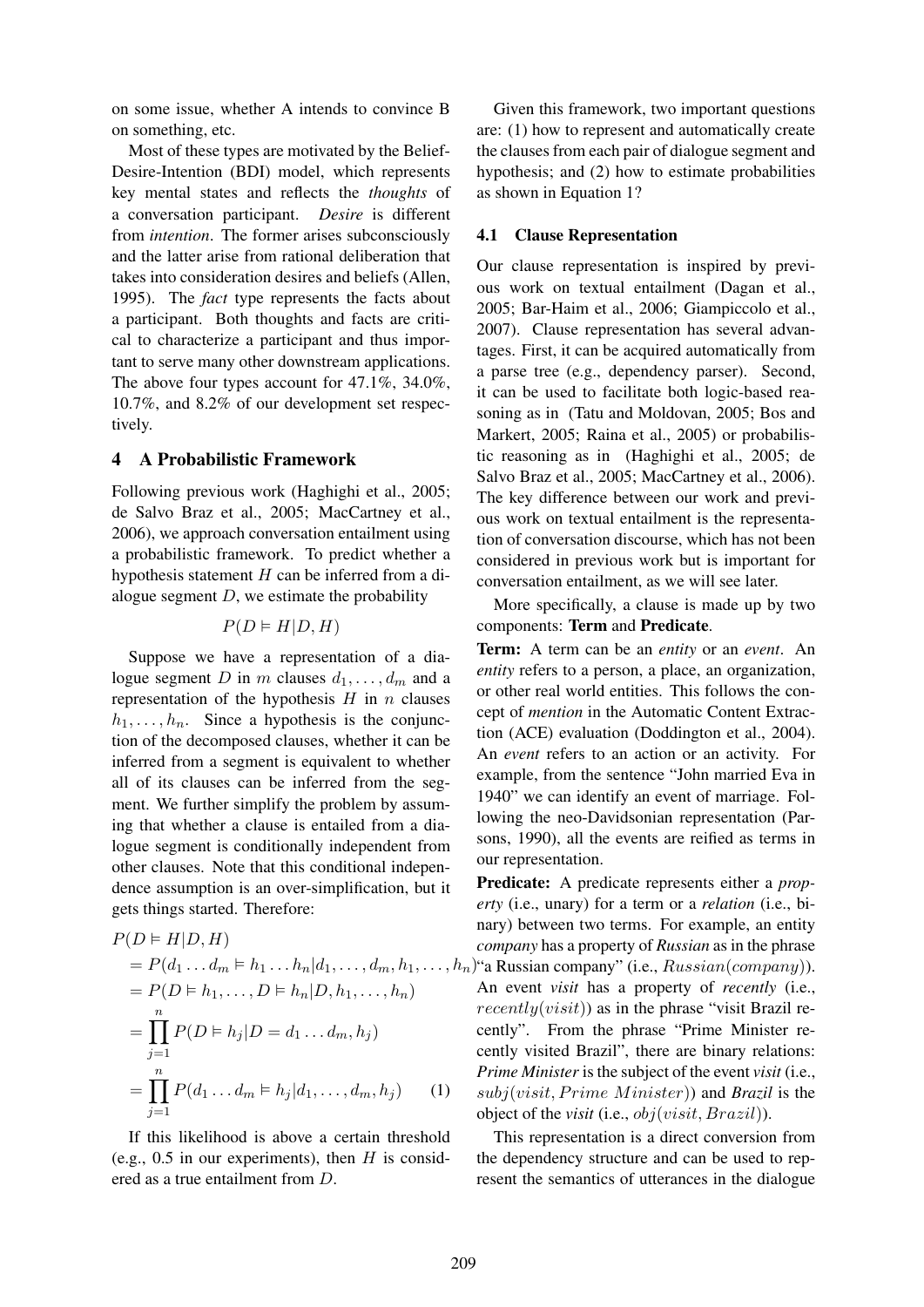on some issue, whether A intends to convince B on something, etc.

Most of these types are motivated by the Belief-Desire-Intention (BDI) model, which represents key mental states and reflects the *thoughts* of a conversation participant. *Desire* is different from *intention*. The former arises subconsciously and the latter arise from rational deliberation that takes into consideration desires and beliefs (Allen, 1995). The *fact* type represents the facts about a participant. Both thoughts and facts are critical to characterize a participant and thus important to serve many other downstream applications. The above four types account for 47.1%, 34.0%, 10.7%, and 8.2% of our development set respectively.

## 4 A Probabilistic Framework

Following previous work (Haghighi et al., 2005; de Salvo Braz et al., 2005; MacCartney et al., 2006), we approach conversation entailment using a probabilistic framework. To predict whether a hypothesis statement $H$ can be inferred from a dialogue segment $D$, we estimate the probability

$$P(D \vDash H|D, H)$$

Suppose we have a representation of a dialogue segment $D$ in $m$ clauses $d_1, \ldots, d_m$ and a representation of the hypothesis $H$ in $n$ clauses $h_1, \ldots, h_n$. Since a hypothesis is the conjunction of the decomposed clauses, whether it can be inferred from a segment is equivalent to whether all of its clauses can be inferred from the segment. We further simplify the problem by assuming that whether a clause is entailed from a dialogue segment is conditionally independent from other clauses. Note that this conditional independence assumption is an over-simplification, but it gets things started. Therefore:

$$\begin{aligned}
&P(D \vDash H|D, H) \\
&= P(d_1 \ldots d_m \vDash h_1 \ldots h_n | d_1, \ldots, d_m, h_1, \ldots, h_n) \\
&= P(D \vDash h_1, \ldots, D \vDash h_n | D, h_1, \ldots, h_n) \\
&= \prod_{j=1}^{n} P(D \vDash h_j | D = d_1 \ldots d_m, h_j) \\
&= \prod_{j=1}^{n} P(d_1 \ldots d_m \vDash h_j | d_1, \ldots, d_m, h_j) \qquad (1)
\end{aligned}$$

If this likelihood is above a certain threshold (e.g., 0.5 in our experiments), then $H$ is considered as a true entailment from $D$.

Given this framework, two important questions are: (1) how to represent and automatically create the clauses from each pair of dialogue segment and hypothesis; and (2) how to estimate probabilities as shown in Equation 1?

### 4.1 Clause Representation

Our clause representation is inspired by previous work on textual entailment (Dagan et al., 2005; Bar-Haim et al., 2006; Giampiccolo et al., 2007). Clause representation has several advantages. First, it can be acquired automatically from a parse tree (e.g., dependency parser). Second, it can be used to facilitate both logic-based reasoning as in (Tatu and Moldovan, 2005; Bos and Markert, 2005; Raina et al., 2005) or probabilistic reasoning as in (Haghighi et al., 2005; de Salvo Braz et al., 2005; MacCartney et al., 2006). The key difference between our work and previous work on textual entailment is the representation of conversation discourse, which has not been considered in previous work but is important for conversation entailment, as we will see later.

More specifically, a clause is made up by two components: **Term** and **Predicate**.

**Term:** A term can be an *entity* or an *event*. An *entity* refers to a person, a place, an organization, or other real world entities. This follows the concept of *mention* in the Automatic Content Extraction (ACE) evaluation (Doddington et al., 2004). An *event* refers to an action or an activity. For example, from the sentence "John married Eva in 1940" we can identify an event of marriage. Following the neo-Davidsonian representation (Parsons, 1990), all the events are reified as terms in our representation.

**Predicate:** A predicate represents either a *property* (i.e., unary) for a term or a *relation* (i.e., binary) between two terms. For example, an entity *company* has a property of ***Russian*** as in the phrase "a Russian company" (i.e., $Russian(company)$). An event *visit* has a property of *recently* (i.e., $recently(visit)$) as in the phrase "visit Brazil recently". From the phrase "Prime Minister recently visited Brazil", there are binary relations: ***Prime Minister*** is the subject of the event ***visit*** (i.e., $subj(visit, Prime\ Minister)$) and ***Brazil*** is the object of the ***visit*** (i.e., $obj(visit, Brazil)$).

This representation is a direct conversion from the dependency structure and can be used to represent the semantics of utterances in the dialogue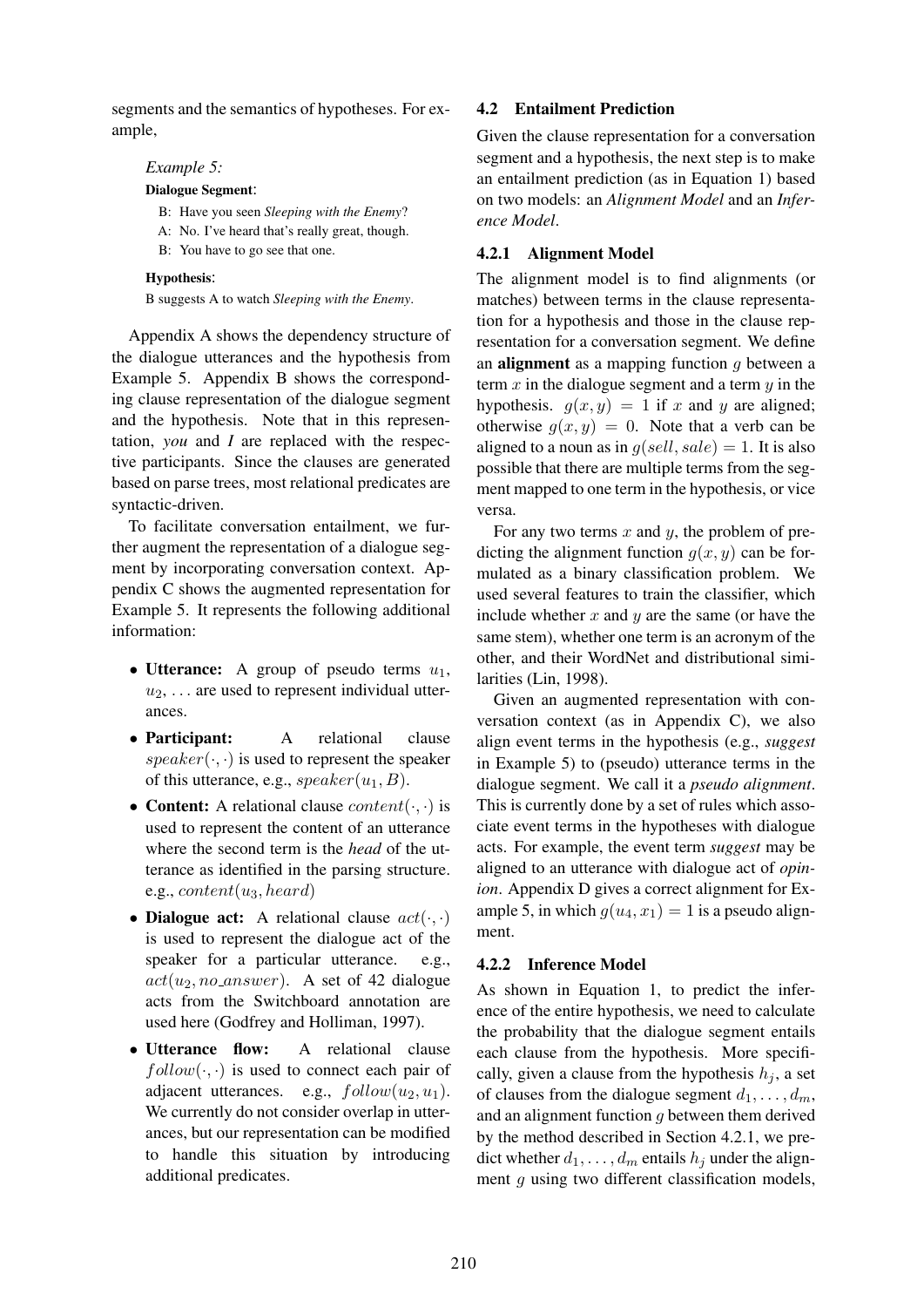segments and the semantics of hypotheses. For example,

*Example 5:*

**Dialogue Segment**:

B: Have you seen *Sleeping with the Enemy*?

A: No. I've heard that's really great, though.

B: You have to go see that one.

**Hypothesis**:

B suggests A to watch *Sleeping with the Enemy*.

Appendix A shows the dependency structure of the dialogue utterances and the hypothesis from Example 5. Appendix B shows the corresponding clause representation of the dialogue segment and the hypothesis. Note that in this representation, *you* and *I* are replaced with the respective participants. Since the clauses are generated based on parse trees, most relational predicates are syntactic-driven.

To facilitate conversation entailment, we further augment the representation of a dialogue segment by incorporating conversation context. Appendix C shows the augmented representation for Example 5. It represents the following additional information:

- **Utterance:** A group of pseudo terms $u_1$, $u_2$, ... are used to represent individual utterances.
- **Participant:** A relational clause $speaker(\cdot, \cdot)$ is used to represent the speaker of this utterance, e.g., $speaker(u_1, B)$.
- **Content:** A relational clause $content(\cdot, \cdot)$ is used to represent the content of an utterance where the second term is the *head* of the utterance as identified in the parsing structure. e.g., $content(u_3, heard)$
- **Dialogue act:** A relational clause $act(\cdot, \cdot)$ is used to represent the dialogue act of the speaker for a particular utterance. e.g., $act(u_2, no\_answer)$. A set of 42 dialogue acts from the Switchboard annotation are used here (Godfrey and Holliman, 1997).
- **Utterance flow:** A relational clause $follow(\cdot, \cdot)$ is used to connect each pair of adjacent utterances. e.g., $follow(u_2, u_1)$. We currently do not consider overlap in utterances, but our representation can be modified to handle this situation by introducing additional predicates.

### 4.2 Entailment Prediction

Given the clause representation for a conversation segment and a hypothesis, the next step is to make an entailment prediction (as in Equation 1) based on two models: an *Alignment Model* and an *Inference Model*.

#### 4.2.1 Alignment Model

The alignment model is to find alignments (or matches) between terms in the clause representation for a hypothesis and those in the clause representation for a conversation segment. We define an **alignment** as a mapping function $g$ between a term $x$ in the dialogue segment and a term $y$ in the hypothesis. $g(x, y) = 1$ if $x$ and $y$ are aligned; otherwise $g(x, y) = 0$. Note that a verb can be aligned to a noun as in $g(sell, sale) = 1$. It is also possible that there are multiple terms from the segment mapped to one term in the hypothesis, or vice versa.

For any two terms $x$ and $y$, the problem of predicting the alignment function $g(x, y)$ can be formulated as a binary classification problem. We used several features to train the classifier, which include whether $x$ and $y$ are the same (or have the same stem), whether one term is an acronym of the other, and their WordNet and distributional similarities (Lin, 1998).

Given an augmented representation with conversation context (as in Appendix C), we also align event terms in the hypothesis (e.g., *suggest* in Example 5) to (pseudo) utterance terms in the dialogue segment. We call it a *pseudo alignment*. This is currently done by a set of rules which associate event terms in the hypotheses with dialogue acts. For example, the event term *suggest* may be aligned to an utterance with dialogue act of *opinion*. Appendix D gives a correct alignment for Example 5, in which $g(u_4, x_1) = 1$ is a pseudo alignment.

#### 4.2.2 Inference Model

As shown in Equation 1, to predict the inference of the entire hypothesis, we need to calculate the probability that the dialogue segment entails each clause from the hypothesis. More specifically, given a clause from the hypothesis $h_j$, a set of clauses from the dialogue segment $d_1, \ldots, d_m$, and an alignment function $g$ between them derived by the method described in Section 4.2.1, we predict whether $d_1, \ldots, d_m$ entails $h_j$ under the alignment $g$ using two different classification models,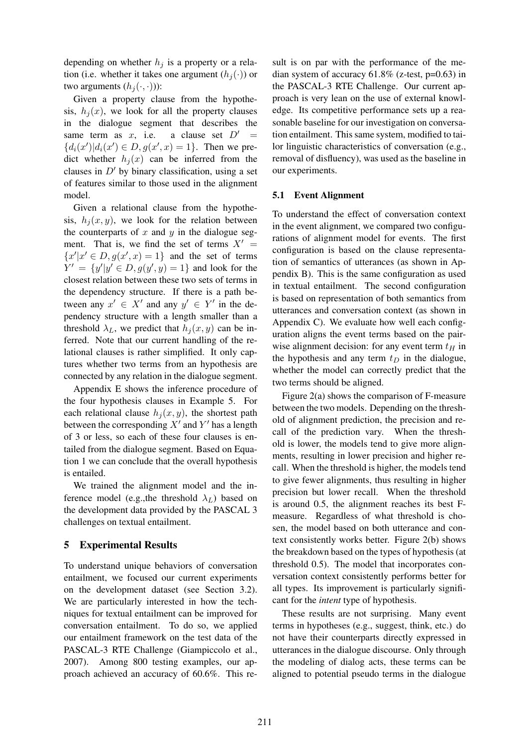depending on whether $h_j$ is a property or a relation (i.e. whether it takes one argument ($h_j(\cdot)$) or two arguments ($h_j(\cdot,\cdot)$)):

Given a property clause from the hypothesis, $h_j(x)$, we look for all the property clauses in the dialogue segment that describes the same term as $x$, i.e. a clause set $D' = \{d_i(x')|d_i(x') \in D, g(x',x) = 1\}$. Then we predict whether $h_j(x)$ can be inferred from the clauses in $D'$ by binary classification, using a set of features similar to those used in the alignment model.

Given a relational clause from the hypothesis, $h_j(x,y)$, we look for the relation between the counterparts of $x$ and $y$ in the dialogue segment. That is, we find the set of terms $X' = \{x'|x' \in D, g(x',x) = 1\}$ and the set of terms $Y' = \{y'|y' \in D, g(y',y) = 1\}$ and look for the closest relation between these two sets of terms in the dependency structure. If there is a path between any $x' \in X'$ and any $y' \in Y'$ in the dependency structure with a length smaller than a threshold $\lambda_L$, we predict that $h_j(x,y)$ can be inferred. Note that our current handling of the relational clauses is rather simplified. It only captures whether two terms from an hypothesis are connected by any relation in the dialogue segment.

Appendix E shows the inference procedure of the four hypothesis clauses in Example 5. For each relational clause $h_j(x,y)$, the shortest path between the corresponding $X'$ and $Y'$ has a length of 3 or less, so each of these four clauses is entailed from the dialogue segment. Based on Equation 1 we can conclude that the overall hypothesis is entailed.

We trained the alignment model and the inference model (e.g.,the threshold $\lambda_L$) based on the development data provided by the PASCAL 3 challenges on textual entailment.

## 5 Experimental Results

To understand unique behaviors of conversation entailment, we focused our current experiments on the development dataset (see Section 3.2). We are particularly interested in how the techniques for textual entailment can be improved for conversation entailment. To do so, we applied our entailment framework on the test data of the PASCAL-3 RTE Challenge (Giampiccolo et al., 2007). Among 800 testing examples, our approach achieved an accuracy of 60.6%. This result is on par with the performance of the median system of accuracy 61.8% (z-test, p=0.63) in the PASCAL-3 RTE Challenge. Our current approach is very lean on the use of external knowledge. Its competitive performance sets up a reasonable baseline for our investigation on conversation entailment. This same system, modified to tailor linguistic characteristics of conversation (e.g., removal of disfluency), was used as the baseline in our experiments.

### 5.1 Event Alignment

To understand the effect of conversation context in the event alignment, we compared two configurations of alignment model for events. The first configuration is based on the clause representation of semantics of utterances (as shown in Appendix B). This is the same configuration as used in textual entailment. The second configuration is based on representation of both semantics from utterances and conversation context (as shown in Appendix C). We evaluate how well each configuration aligns the event terms based on the pairwise alignment decision: for any event term $t_H$ in the hypothesis and any term $t_D$ in the dialogue, whether the model can correctly predict that the two terms should be aligned.

Figure 2(a) shows the comparison of F-measure between the two models. Depending on the threshold of alignment prediction, the precision and recall of the prediction vary. When the threshold is lower, the models tend to give more alignments, resulting in lower precision and higher recall. When the threshold is higher, the models tend to give fewer alignments, thus resulting in higher precision but lower recall. When the threshold is around 0.5, the alignment reaches its best F-measure. Regardless of what threshold is chosen, the model based on both utterance and context consistently works better. Figure 2(b) shows the breakdown based on the types of hypothesis (at threshold 0.5). The model that incorporates conversation context consistently performs better for all types. Its improvement is particularly significant for the *intent* type of hypothesis.

These results are not surprising. Many event terms in hypotheses (e.g., suggest, think, etc.) do not have their counterparts directly expressed in utterances in the dialogue discourse. Only through the modeling of dialog acts, these terms can be aligned to potential pseudo terms in the dialogue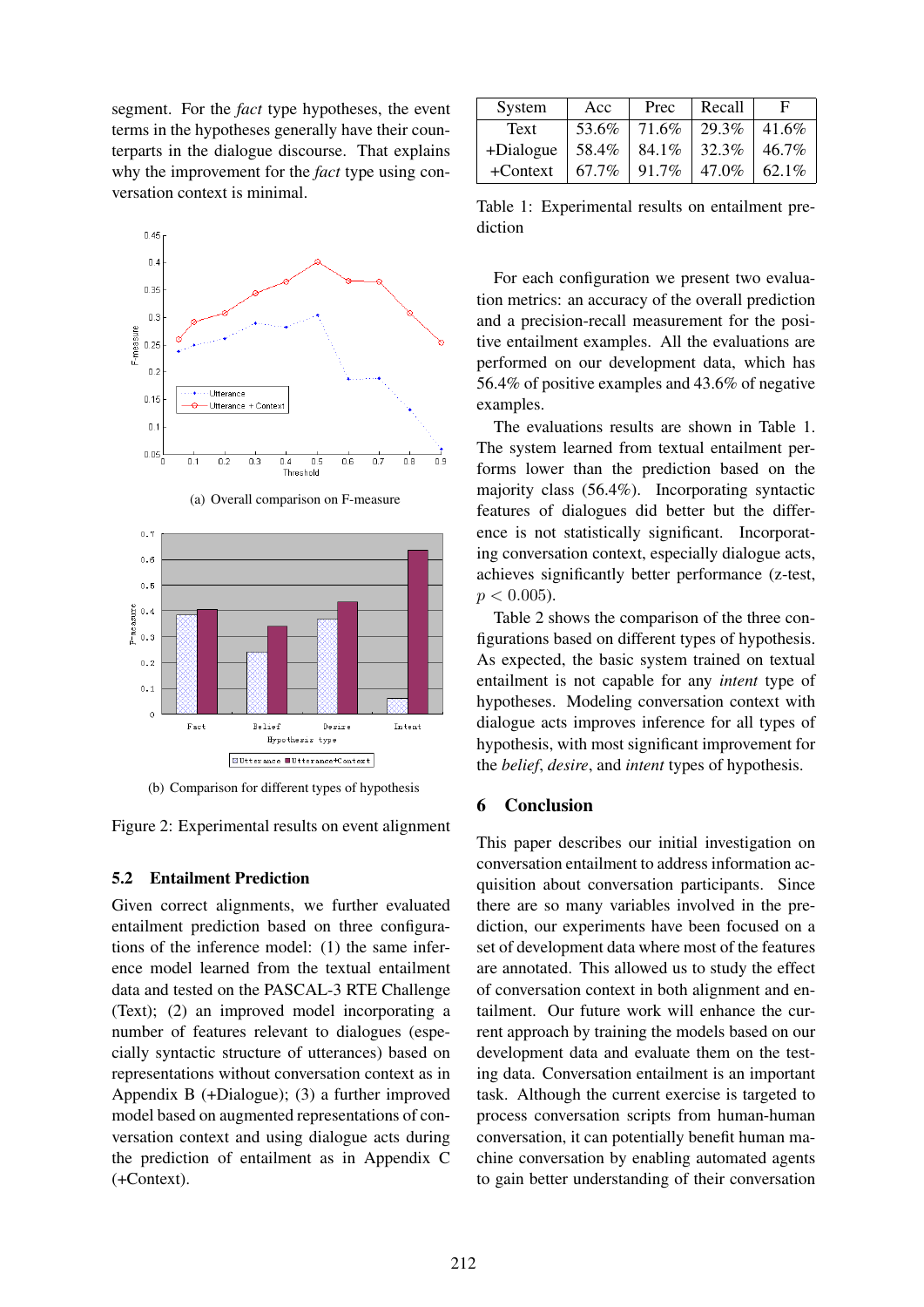segment. For the *fact* type hypotheses, the event terms in the hypotheses generally have their counterparts in the dialogue discourse. That explains why the improvement for the *fact* type using conversation context is minimal.

(a) Overall comparison on F-measure

(b) Comparison for different types of hypothesis

Figure 2: Experimental results on event alignment

### 5.2 Entailment Prediction

Given correct alignments, we further evaluated entailment prediction based on three configurations of the inference model: (1) the same inference model learned from the textual entailment data and tested on the PASCAL-3 RTE Challenge (Text); (2) an improved model incorporating a number of features relevant to dialogues (especially syntactic structure of utterances) based on representations without conversation context as in Appendix B (+Dialogue); (3) a further improved model based on augmented representations of conversation context and using dialogue acts during the prediction of entailment as in Appendix C (+Context).

| System | Acc | Prec | Recall | F |
|---|---|---|---|---|
| Text | 53.6% | 71.6% | 29.3% | 41.6% |
| +Dialogue | 58.4% | 84.1% | 32.3% | 46.7% |
| +Context | 67.7% | 91.7% | 47.0% | 62.1% |

Table 1: Experimental results on entailment prediction

For each configuration we present two evaluation metrics: an accuracy of the overall prediction and a precision-recall measurement for the positive entailment examples. All the evaluations are performed on our development data, which has 56.4% of positive examples and 43.6% of negative examples.

The evaluations results are shown in Table 1. The system learned from textual entailment performs lower than the prediction based on the majority class (56.4%). Incorporating syntactic features of dialogues did better but the difference is not statistically significant. Incorporating conversation context, especially dialogue acts, achieves significantly better performance (z-test, $p < 0.005$).

Table 2 shows the comparison of the three configurations based on different types of hypothesis. As expected, the basic system trained on textual entailment is not capable for any *intent* type of hypotheses. Modeling conversation context with dialogue acts improves inference for all types of hypothesis, with most significant improvement for the *belief*, *desire*, and *intent* types of hypothesis.

## 6 Conclusion

This paper describes our initial investigation on conversation entailment to address information acquisition about conversation participants. Since there are so many variables involved in the prediction, our experiments have been focused on a set of development data where most of the features are annotated. This allowed us to study the effect of conversation context in both alignment and entailment. Our future work will enhance the current approach by training the models based on our development data and evaluate them on the testing data. Conversation entailment is an important task. Although the current exercise is targeted to process conversation scripts from human-human conversation, it can potentially benefit human machine conversation by enabling automated agents to gain better understanding of their conversation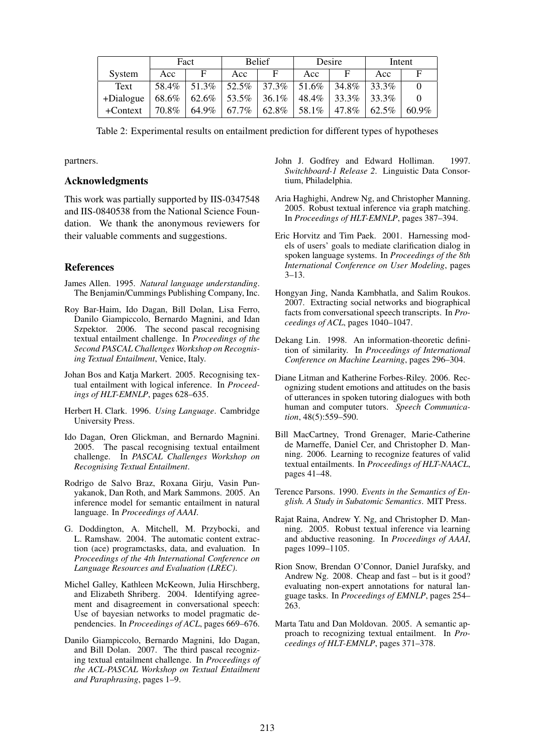| | Fact | | Belief | | Desire | | Intent | |
|---|---|---|---|---|---|---|---|---|
| System | Acc | F | Acc | F | Acc | F | Acc | F |
| Text | 58.4% | 51.3% | 52.5% | 37.3% | 51.6% | 34.8% | 33.3% | 0 |
| +Dialogue | 68.6% | 62.6% | 53.5% | 36.1% | 48.4% | 33.3% | 33.3% | 0 |
| +Context | 70.8% | 64.9% | 67.7% | 62.8% | 58.1% | 47.8% | 62.5% | 60.9% |

Table 2: Experimental results on entailment prediction for different types of hypotheses

partners.

## Acknowledgments

This work was partially supported by IIS-0347548 and IIS-0840538 from the National Science Foundation. We thank the anonymous reviewers for their valuable comments and suggestions.

## References

James Allen. 1995. *Natural language understanding*. The Benjamin/Cummings Publishing Company, Inc.

Roy Bar-Haim, Ido Dagan, Bill Dolan, Lisa Ferro, Danilo Giampiccolo, Bernardo Magnini, and Idan Szpektor. 2006. The second pascal recognising textual entailment challenge. In *Proceedings of the Second PASCAL Challenges Workshop on Recognising Textual Entailment*, Venice, Italy.

Johan Bos and Katja Markert. 2005. Recognising textual entailment with logical inference. In *Proceedings of HLT-EMNLP*, pages 628–635.

Herbert H. Clark. 1996. *Using Language*. Cambridge University Press.

Ido Dagan, Oren Glickman, and Bernardo Magnini. 2005. The pascal recognising textual entailment challenge. In *PASCAL Challenges Workshop on Recognising Textual Entailment*.

Rodrigo de Salvo Braz, Roxana Girju, Vasin Punyakanok, Dan Roth, and Mark Sammons. 2005. An inference model for semantic entailment in natural language. In *Proceedings of AAAI*.

G. Doddington, A. Mitchell, M. Przybocki, and L. Ramshaw. 2004. The automatic content extraction (ace) programctasks, data, and evaluation. In *Proceedings of the 4th International Conference on Language Resources and Evaluation (LREC)*.

Michel Galley, Kathleen McKeown, Julia Hirschberg, and Elizabeth Shriberg. 2004. Identifying agreement and disagreement in conversational speech: Use of bayesian networks to model pragmatic dependencies. In *Proceedings of ACL*, pages 669–676.

Danilo Giampiccolo, Bernardo Magnini, Ido Dagan, and Bill Dolan. 2007. The third pascal recognizing textual entailment challenge. In *Proceedings of the ACL-PASCAL Workshop on Textual Entailment and Paraphrasing*, pages 1–9.

John J. Godfrey and Edward Holliman. 1997. *Switchboard-1 Release 2*. Linguistic Data Consortium, Philadelphia.

Aria Haghighi, Andrew Ng, and Christopher Manning. 2005. Robust textual inference via graph matching. In *Proceedings of HLT-EMNLP*, pages 387–394.

Eric Horvitz and Tim Paek. 2001. Harnessing models of users' goals to mediate clarification dialog in spoken language systems. In *Proceedings of the 8th International Conference on User Modeling*, pages 3–13.

Hongyan Jing, Nanda Kambhatla, and Salim Roukos. 2007. Extracting social networks and biographical facts from conversational speech transcripts. In *Proceedings of ACL*, pages 1040–1047.

Dekang Lin. 1998. An information-theoretic definition of similarity. In *Proceedings of International Conference on Machine Learning*, pages 296–304.

Diane Litman and Katherine Forbes-Riley. 2006. Recognizing student emotions and attitudes on the basis of utterances in spoken tutoring dialogues with both human and computer tutors. *Speech Communication*, 48(5):559–590.

Bill MacCartney, Trond Grenager, Marie-Catherine de Marneffe, Daniel Cer, and Christopher D. Manning. 2006. Learning to recognize features of valid textual entailments. In *Proceedings of HLT-NAACL*, pages 41–48.

Terence Parsons. 1990. *Events in the Semantics of English. A Study in Subatomic Semantics*. MIT Press.

Rajat Raina, Andrew Y. Ng, and Christopher D. Manning. 2005. Robust textual inference via learning and abductive reasoning. In *Proceedings of AAAI*, pages 1099–1105.

Rion Snow, Brendan O'Connor, Daniel Jurafsky, and Andrew Ng. 2008. Cheap and fast – but is it good? evaluating non-expert annotations for natural language tasks. In *Proceedings of EMNLP*, pages 254–263.

Marta Tatu and Dan Moldovan. 2005. A semantic approach to recognizing textual entailment. In *Proceedings of HLT-EMNLP*, pages 371–378.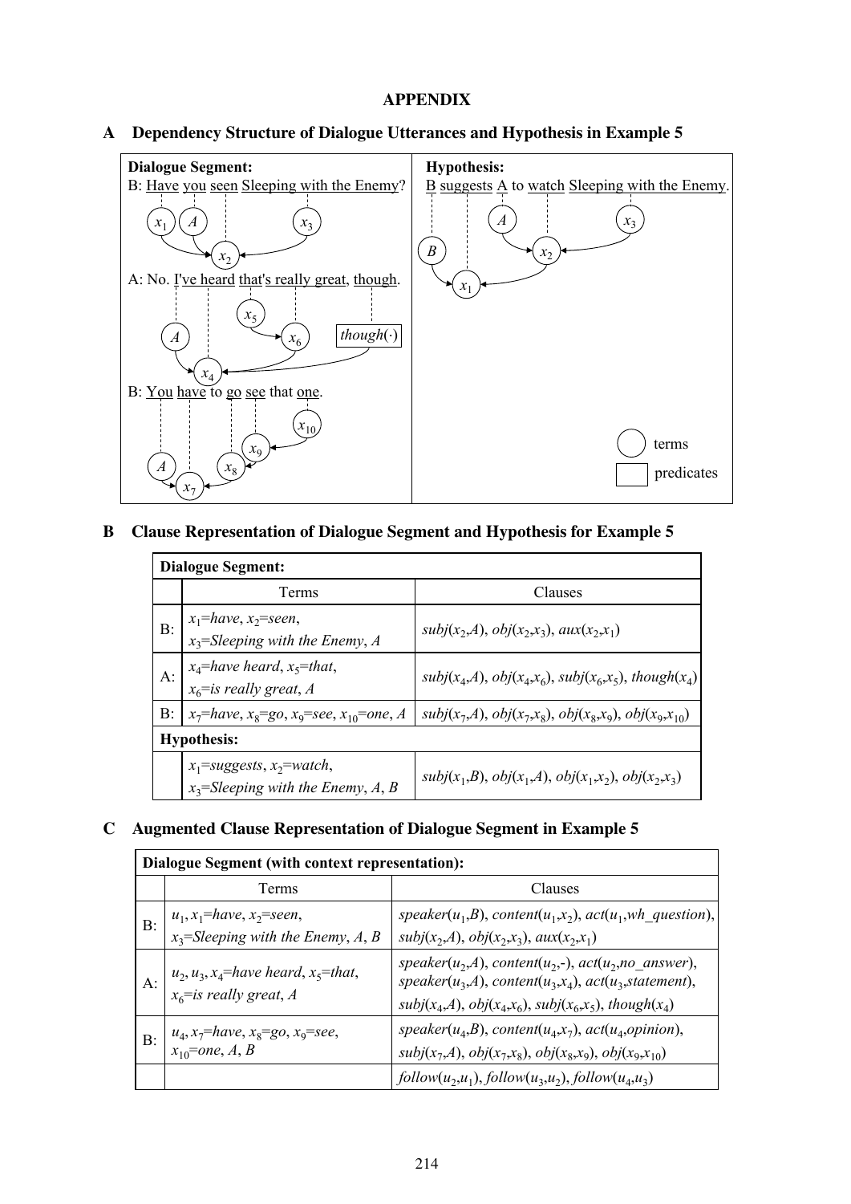# APPENDIX

## A Dependency Structure of Dialogue Utterances and Hypothesis in Example 5

**Dialogue Segment:**

B: Have you seen Sleeping with the Enemy?

A: No. I've heard that's really great, though.

B: You have to go see that one.

**Hypothesis:**

B suggests A to watch Sleeping with the Enemy.

terms

predicates

## B Clause Representation of Dialogue Segment and Hypothesis for Example 5

| **Dialogue Segment:** | | |
|---|---|---|
| | Terms | Clauses |
| B: | $x_1$=*have*, $x_2$=*seen*, $x_3$=*Sleeping with the Enemy*, *A* | *subj*($x_2$,*A*), *obj*($x_2$,$x_3$), *aux*($x_2$,$x_1$) |
| A: | $x_4$=*have heard*, $x_5$=*that*, $x_6$=*is really great*, *A* | *subj*($x_4$,*A*), *obj*($x_4$,$x_6$), *subj*($x_6$,$x_5$), *though*($x_4$) |
| B: | $x_7$=*have*, $x_8$=*go*, $x_9$=*see*, $x_{10}$=*one*, *A* | *subj*($x_7$,*A*), *obj*($x_7$,$x_8$), *obj*($x_8$,$x_9$), *obj*($x_9$,$x_{10}$) |
| **Hypothesis:** | | |
| | $x_1$=*suggests*, $x_2$=*watch*, $x_3$=*Sleeping with the Enemy*, *A*, *B* | *subj*($x_1$,*B*), *obj*($x_1$,*A*), *obj*($x_1$,$x_2$), *obj*($x_2$,$x_3$) |

## C Augmented Clause Representation of Dialogue Segment in Example 5

| **Dialogue Segment (with context representation):** | | |
|---|---|---|
| | Terms | Clauses |
| B: | $u_1$, $x_1$=*have*, $x_2$=*seen*, $x_3$=*Sleeping with the Enemy*, *A*, *B* | *speaker*($u_1$,*B*), *content*($u_1$,$x_2$), *act*($u_1$,*wh_question*), *subj*($x_2$,*A*), *obj*($x_2$,$x_3$), *aux*($x_2$,$x_1$) |
| A: | $u_2$, $u_3$, $x_4$=*have heard*, $x_5$=*that*, $x_6$=*is really great*, *A* | *speaker*($u_2$,*A*), *content*($u_2$,-), *act*($u_2$,*no_answer*), *speaker*($u_3$,*A*), *content*($u_3$,$x_4$), *act*($u_3$,*statement*), *subj*($x_4$,*A*), *obj*($x_4$,$x_6$), *subj*($x_6$,$x_5$), *though*($x_4$) |
| B: | $u_4$, $x_7$=*have*, $x_8$=*go*, $x_9$=*see*, $x_{10}$=*one*, *A*, *B* | *speaker*($u_4$,*B*), *content*($u_4$,$x_7$), *act*($u_4$,*opinion*), *subj*($x_7$,*A*), *obj*($x_7$,$x_8$), *obj*($x_8$,$x_9$), *obj*($x_9$,$x_{10}$) |
| | | *follow*($u_2$,$u_1$), *follow*($u_3$,$u_2$), *follow*($u_4$,$u_3$) |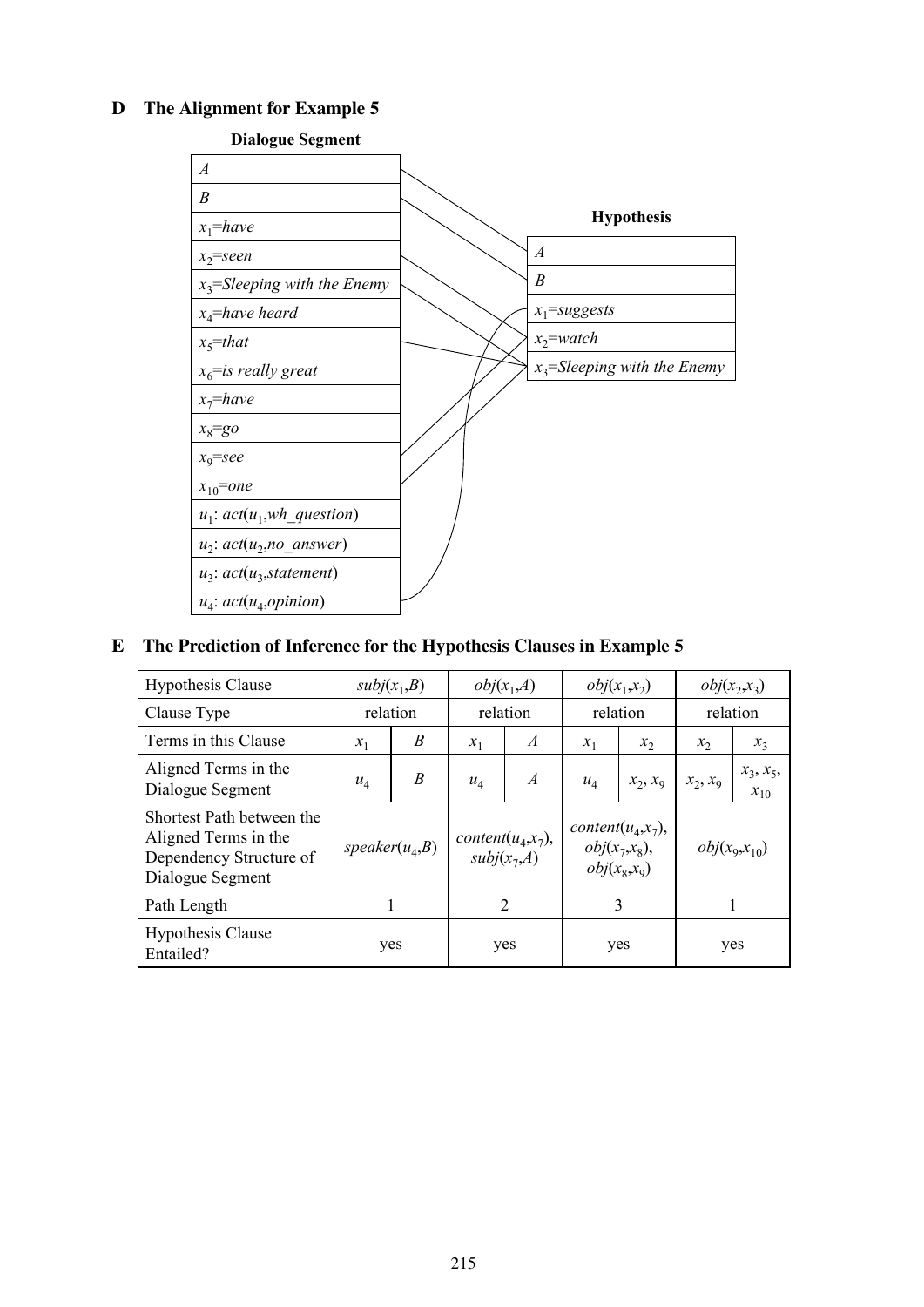## D The Alignment for Example 5

**Dialogue Segment**

| |
|---|
| *A* |
| *B* |
| $x_1$=*have* |
| $x_2$=*seen* |
| $x_3$=*Sleeping with the Enemy* |
| $x_4$=*have heard* |
| $x_5$=*that* |
| $x_6$=*is really great* |
| $x_7$=*have* |
| $x_8$=*go* |
| $x_9$=*see* |
| $x_{10}$=*one* |
| $u_1$: *act*($u_1$,*wh_question*) |
| $u_2$: *act*($u_2$,*no_answer*) |
| $u_3$: *act*($u_3$,*statement*) |
| $u_4$: *act*($u_4$,*opinion*) |

**Hypothesis**

| |
|---|
| *A* |
| *B* |
| $x_1$=*suggests* |
| $x_2$=*watch* |
| $x_3$=*Sleeping with the Enemy* |

## E The Prediction of Inference for the Hypothesis Clauses in Example 5

| Hypothesis Clause | *subj*($x_1$,*B*) | | *obj*($x_1$,*A*) | | *obj*($x_1$,$x_2$) | | *obj*($x_2$,$x_3$) | |
|---|---|---|---|---|---|---|---|---|
| Clause Type | relation | | relation | | relation | | relation | |
| Terms in this Clause | $x_1$ | *B* | $x_1$ | *A* | $x_1$ | $x_2$ | $x_2$ | $x_3$ |
| Aligned Terms in the Dialogue Segment | $u_4$ | *B* | $u_4$ | *A* | $u_4$ | $x_2$, $x_9$ | $x_2$, $x_9$ | $x_3$, $x_5$, $x_{10}$ |
| Shortest Path between the Aligned Terms in the Dependency Structure of Dialogue Segment | *speaker*($u_4$,*B*) | | *content*($u_4$,$x_7$), *subj*($x_7$,*A*) | | *content*($u_4$,$x_7$), *obj*($x_7$,$x_8$), *obj*($x_8$,$x_9$) | | *obj*($x_9$,$x_{10}$) | |
| Path Length | 1 | | 2 | | 3 | | 1 | |
| Hypothesis Clause Entailed? | yes | | yes | | yes | | yes | |